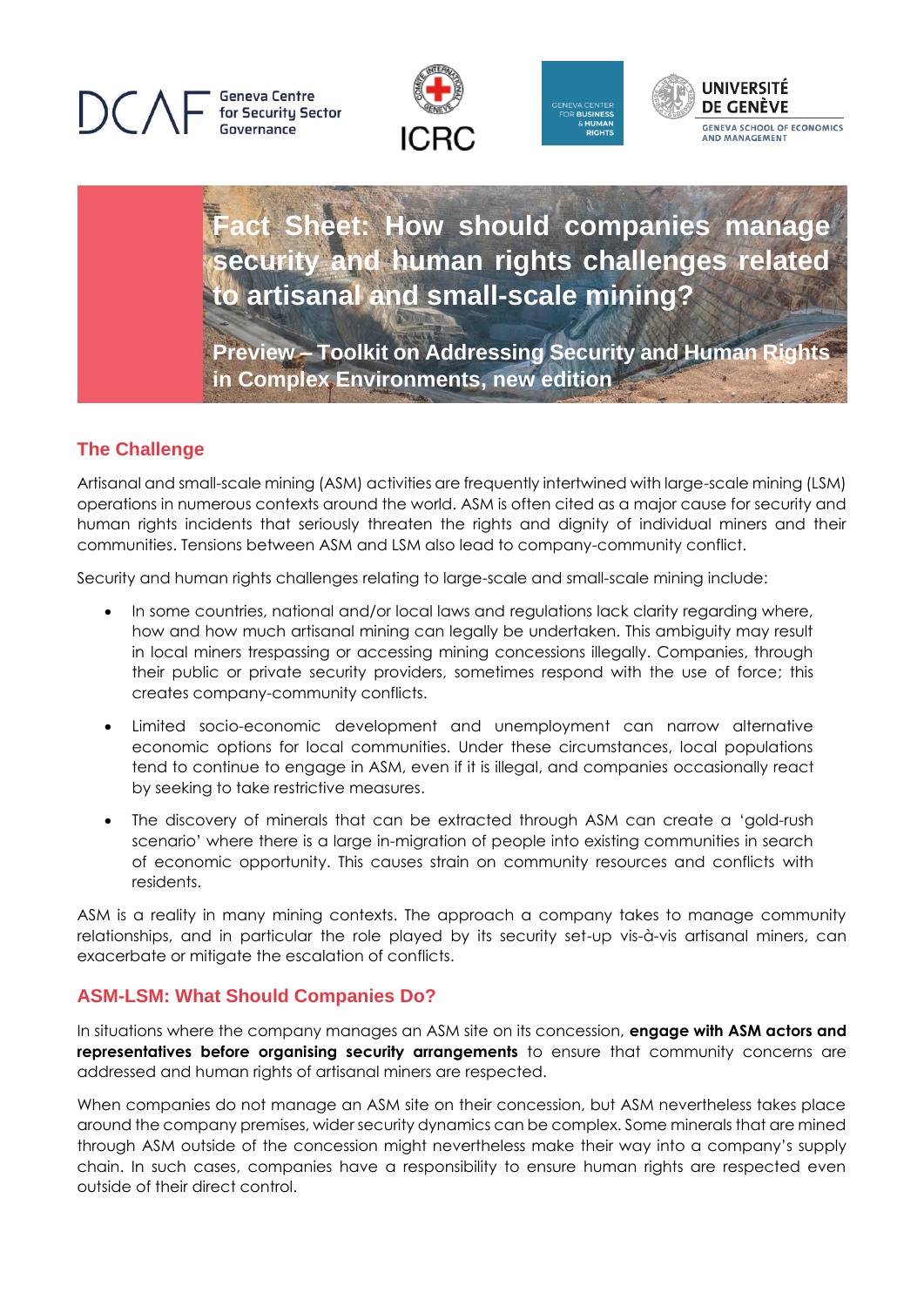DCAF Geneva Centre for Security Sector Governance | ICRC | Geneva Center for Business & Human Rights | Université de Genève, Geneva School of Economics and Management

# Fact Sheet: How should companies manage security and human rights challenges related to artisanal and small-scale mining?

**Preview – Toolkit on Addressing Security and Human Rights in Complex Environments, new edition**

## The Challenge

Artisanal and small-scale mining (ASM) activities are frequently intertwined with large-scale mining (LSM) operations in numerous contexts around the world. ASM is often cited as a major cause for security and human rights incidents that seriously threaten the rights and dignity of individual miners and their communities. Tensions between ASM and LSM also lead to company-community conflict.

Security and human rights challenges relating to large-scale and small-scale mining include:

- In some countries, national and/or local laws and regulations lack clarity regarding where, how and how much artisanal mining can legally be undertaken. This ambiguity may result in local miners trespassing or accessing mining concessions illegally. Companies, through their public or private security providers, sometimes respond with the use of force; this creates company-community conflicts.
- Limited socio-economic development and unemployment can narrow alternative economic options for local communities. Under these circumstances, local populations tend to continue to engage in ASM, even if it is illegal, and companies occasionally react by seeking to take restrictive measures.
- The discovery of minerals that can be extracted through ASM can create a 'gold-rush scenario' where there is a large in-migration of people into existing communities in search of economic opportunity. This causes strain on community resources and conflicts with residents.

ASM is a reality in many mining contexts. The approach a company takes to manage community relationships, and in particular the role played by its security set-up vis-à-vis artisanal miners, can exacerbate or mitigate the escalation of conflicts.

## ASM-LSM: What Should Companies Do?

In situations where the company manages an ASM site on its concession, **engage with ASM actors and representatives before organising security arrangements** to ensure that community concerns are addressed and human rights of artisanal miners are respected.

When companies do not manage an ASM site on their concession, but ASM nevertheless takes place around the company premises, wider security dynamics can be complex. Some minerals that are mined through ASM outside of the concession might nevertheless make their way into a company's supply chain. In such cases, companies have a responsibility to ensure human rights are respected even outside of their direct control.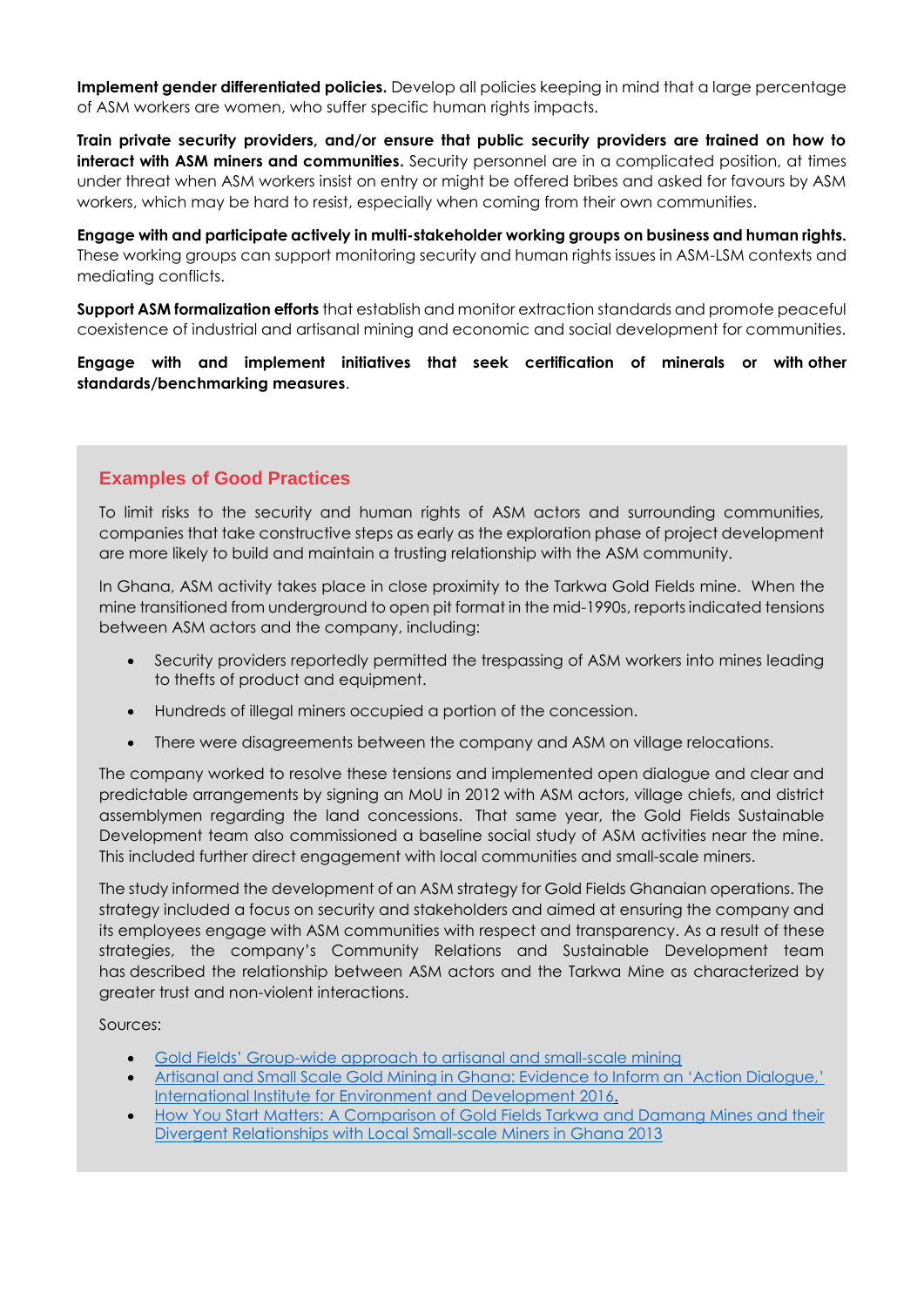**Implement gender differentiated policies.** Develop all policies keeping in mind that a large percentage of ASM workers are women, who suffer specific human rights impacts.

**Train private security providers, and/or ensure that public security providers are trained on how to interact with ASM miners and communities.** Security personnel are in a complicated position, at times under threat when ASM workers insist on entry or might be offered bribes and asked for favours by ASM workers, which may be hard to resist, especially when coming from their own communities.

**Engage with and participate actively in multi-stakeholder working groups on business and human rights.** These working groups can support monitoring security and human rights issues in ASM-LSM contexts and mediating conflicts.

**Support ASM formalization efforts** that establish and monitor extraction standards and promote peaceful coexistence of industrial and artisanal mining and economic and social development for communities.

**Engage with and implement initiatives that seek certification of minerals or with other standards/benchmarking measures**.

## Examples of Good Practices

To limit risks to the security and human rights of ASM actors and surrounding communities, companies that take constructive steps as early as the exploration phase of project development are more likely to build and maintain a trusting relationship with the ASM community.

In Ghana, ASM activity takes place in close proximity to the Tarkwa Gold Fields mine. When the mine transitioned from underground to open pit format in the mid-1990s, reports indicated tensions between ASM actors and the company, including:

- Security providers reportedly permitted the trespassing of ASM workers into mines leading to thefts of product and equipment.
- Hundreds of illegal miners occupied a portion of the concession.
- There were disagreements between the company and ASM on village relocations.

The company worked to resolve these tensions and implemented open dialogue and clear and predictable arrangements by signing an MoU in 2012 with ASM actors, village chiefs, and district assemblymen regarding the land concessions. That same year, the Gold Fields Sustainable Development team also commissioned a baseline social study of ASM activities near the mine. This included further direct engagement with local communities and small-scale miners.

The study informed the development of an ASM strategy for Gold Fields Ghanaian operations. The strategy included a focus on security and stakeholders and aimed at ensuring the company and its employees engage with ASM communities with respect and transparency. As a result of these strategies, the company's Community Relations and Sustainable Development team has described the relationship between ASM actors and the Tarkwa Mine as characterized by greater trust and non-violent interactions.

Sources:

- Gold Fields' Group-wide approach to artisanal and small-scale mining
- Artisanal and Small Scale Gold Mining in Ghana: Evidence to Inform an 'Action Dialogue,' International Institute for Environment and Development 2016.
- How You Start Matters: A Comparison of Gold Fields Tarkwa and Damang Mines and their Divergent Relationships with Local Small-scale Miners in Ghana 2013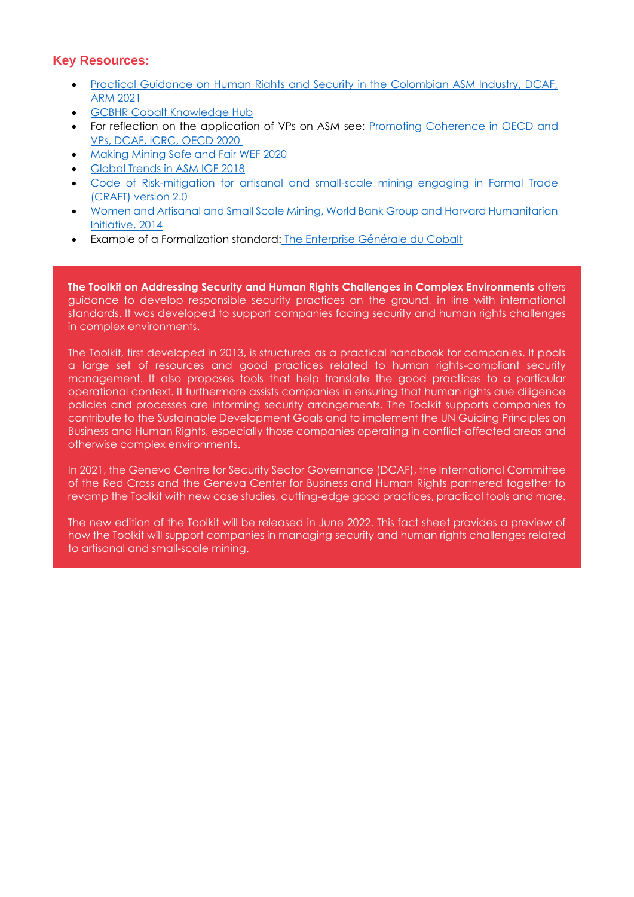## Key Resources:

- Practical Guidance on Human Rights and Security in the Colombian ASM Industry, DCAF, ARM 2021
- GCBHR Cobalt Knowledge Hub
- For reflection on the application of VPs on ASM see: Promoting Coherence in OECD and VPs, DCAF, ICRC, OECD 2020
- Making Mining Safe and Fair WEF 2020
- Global Trends in ASM IGF 2018
- Code of Risk-mitigation for artisanal and small-scale mining engaging in Formal Trade (CRAFT) version 2.0
- Women and Artisanal and Small Scale Mining, World Bank Group and Harvard Humanitarian Initiative, 2014
- Example of a Formalization standard: The Enterprise Générale du Cobalt

**The Toolkit on Addressing Security and Human Rights Challenges in Complex Environments** offers guidance to develop responsible security practices on the ground, in line with international standards. It was developed to support companies facing security and human rights challenges in complex environments.

The Toolkit, first developed in 2013, is structured as a practical handbook for companies. It pools a large set of resources and good practices related to human rights-compliant security management. It also proposes tools that help translate the good practices to a particular operational context. It furthermore assists companies in ensuring that human rights due diligence policies and processes are informing security arrangements. The Toolkit supports companies to contribute to the Sustainable Development Goals and to implement the UN Guiding Principles on Business and Human Rights, especially those companies operating in conflict-affected areas and otherwise complex environments.

In 2021, the Geneva Centre for Security Sector Governance (DCAF), the International Committee of the Red Cross and the Geneva Center for Business and Human Rights partnered together to revamp the Toolkit with new case studies, cutting-edge good practices, practical tools and more.

The new edition of the Toolkit will be released in June 2022. This fact sheet provides a preview of how the Toolkit will support companies in managing security and human rights challenges related to artisanal and small-scale mining.